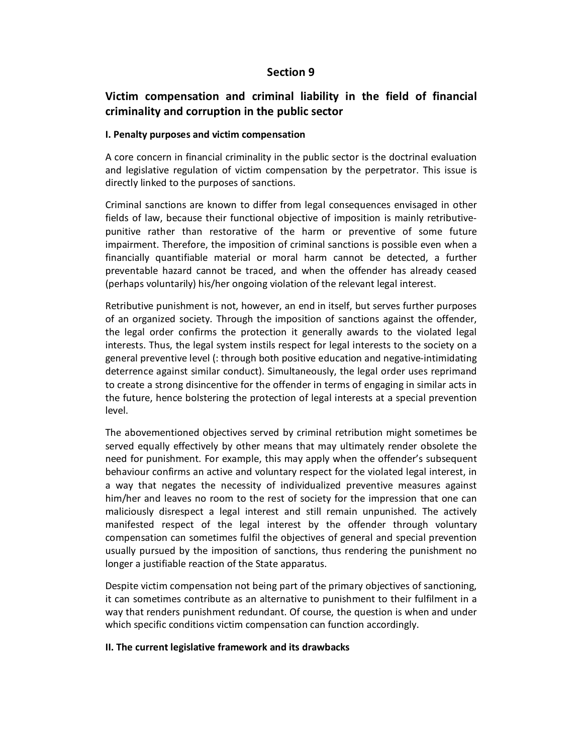# Section 9

## Victim compensation and criminal liability in the field of financial criminality and corruption in the public sector

### I. Penalty purposes and victim compensation

A core concern in financial criminality in the public sector is the doctrinal evaluation and legislative regulation of victim compensation by the perpetrator. This issue is directly linked to the purposes of sanctions.

Criminal sanctions are known to differ from legal consequences envisaged in other fields of law, because their functional objective of imposition is mainly retributive-punitive rather than restorative of the harm or preventive of some future impairment. Therefore, the imposition of criminal sanctions is possible even when a financially quantifiable material or moral harm cannot be detected, a further preventable hazard cannot be traced, and when the offender has already ceased (perhaps voluntarily) his/her ongoing violation of the relevant legal interest.

Retributive punishment is not, however, an end in itself, but serves further purposes of an organized society. Through the imposition of sanctions against the offender, the legal order confirms the protection it generally awards to the violated legal interests. Thus, the legal system instils respect for legal interests to the society on a general preventive level (: through both positive education and negative-intimidating deterrence against similar conduct). Simultaneously, the legal order uses reprimand to create a strong disincentive for the offender in terms of engaging in similar acts in the future, hence bolstering the protection of legal interests at a special prevention level.

The abovementioned objectives served by criminal retribution might sometimes be served equally effectively by other means that may ultimately render obsolete the need for punishment. For example, this may apply when the offender's subsequent behaviour confirms an active and voluntary respect for the violated legal interest, in a way that negates the necessity of individualized preventive measures against him/her and leaves no room to the rest of society for the impression that one can maliciously disrespect a legal interest and still remain unpunished. The actively manifested respect of the legal interest by the offender through voluntary compensation can sometimes fulfil the objectives of general and special prevention usually pursued by the imposition of sanctions, thus rendering the punishment no longer a justifiable reaction of the State apparatus.

Despite victim compensation not being part of the primary objectives of sanctioning, it can sometimes contribute as an alternative to punishment to their fulfilment in a way that renders punishment redundant. Of course, the question is when and under which specific conditions victim compensation can function accordingly.

### II. The current legislative framework and its drawbacks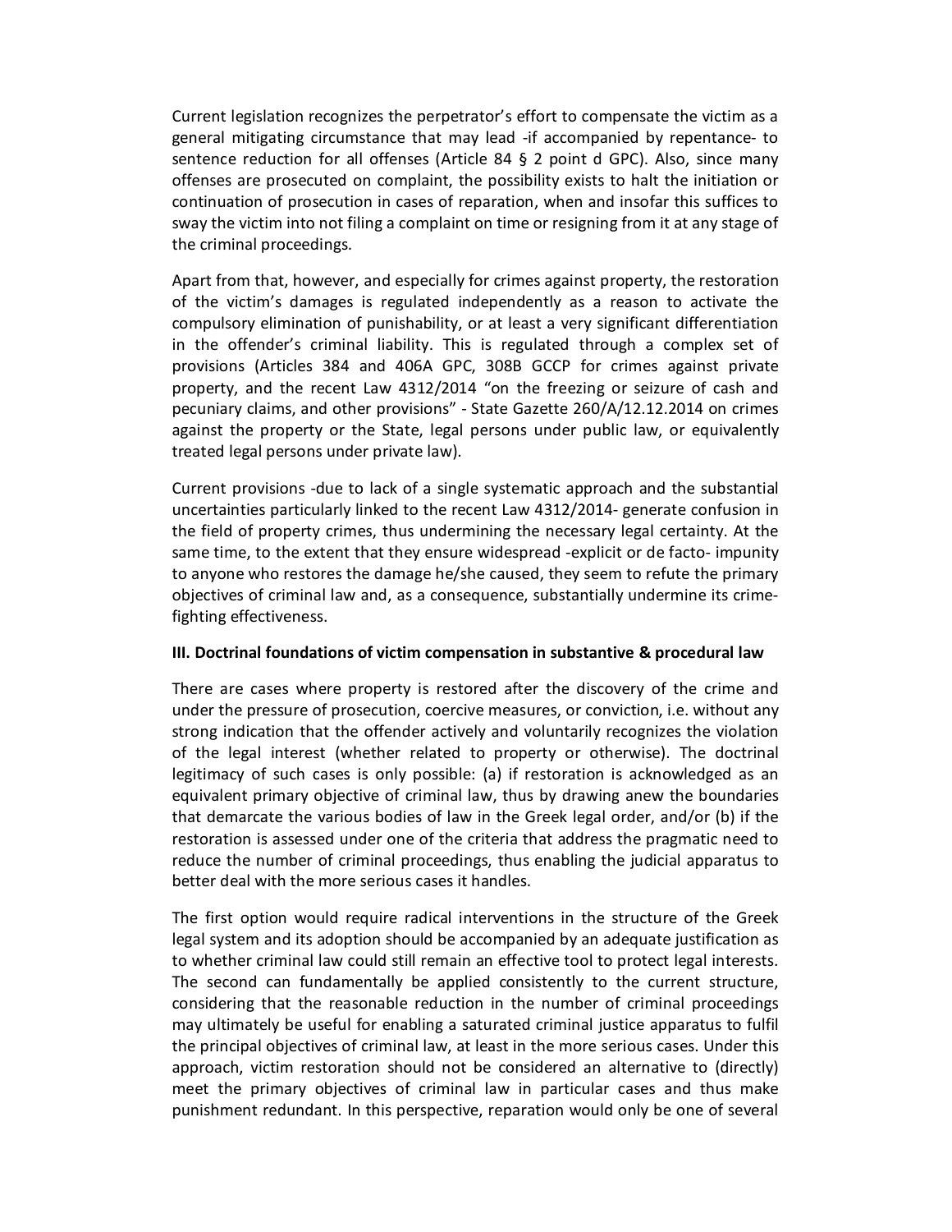Current legislation recognizes the perpetrator's effort to compensate the victim as a general mitigating circumstance that may lead -if accompanied by repentance- to sentence reduction for all offenses (Article 84 § 2 point d GPC). Also, since many offenses are prosecuted on complaint, the possibility exists to halt the initiation or continuation of prosecution in cases of reparation, when and insofar this suffices to sway the victim into not filing a complaint on time or resigning from it at any stage of the criminal proceedings.

Apart from that, however, and especially for crimes against property, the restoration of the victim's damages is regulated independently as a reason to activate the compulsory elimination of punishability, or at least a very significant differentiation in the offender's criminal liability. This is regulated through a complex set of provisions (Articles 384 and 406A GPC, 308B GCCP for crimes against private property, and the recent Law 4312/2014 "on the freezing or seizure of cash and pecuniary claims, and other provisions" - State Gazette 260/A/12.12.2014 on crimes against the property or the State, legal persons under public law, or equivalently treated legal persons under private law).

Current provisions -due to lack of a single systematic approach and the substantial uncertainties particularly linked to the recent Law 4312/2014- generate confusion in the field of property crimes, thus undermining the necessary legal certainty. At the same time, to the extent that they ensure widespread -explicit or de facto- impunity to anyone who restores the damage he/she caused, they seem to refute the primary objectives of criminal law and, as a consequence, substantially undermine its crime-fighting effectiveness.

**III. Doctrinal foundations of victim compensation in substantive & procedural law**

There are cases where property is restored after the discovery of the crime and under the pressure of prosecution, coercive measures, or conviction, i.e. without any strong indication that the offender actively and voluntarily recognizes the violation of the legal interest (whether related to property or otherwise). The doctrinal legitimacy of such cases is only possible: (a) if restoration is acknowledged as an equivalent primary objective of criminal law, thus by drawing anew the boundaries that demarcate the various bodies of law in the Greek legal order, and/or (b) if the restoration is assessed under one of the criteria that address the pragmatic need to reduce the number of criminal proceedings, thus enabling the judicial apparatus to better deal with the more serious cases it handles.

The first option would require radical interventions in the structure of the Greek legal system and its adoption should be accompanied by an adequate justification as to whether criminal law could still remain an effective tool to protect legal interests. The second can fundamentally be applied consistently to the current structure, considering that the reasonable reduction in the number of criminal proceedings may ultimately be useful for enabling a saturated criminal justice apparatus to fulfil the principal objectives of criminal law, at least in the more serious cases. Under this approach, victim restoration should not be considered an alternative to (directly) meet the primary objectives of criminal law in particular cases and thus make punishment redundant. In this perspective, reparation would only be one of several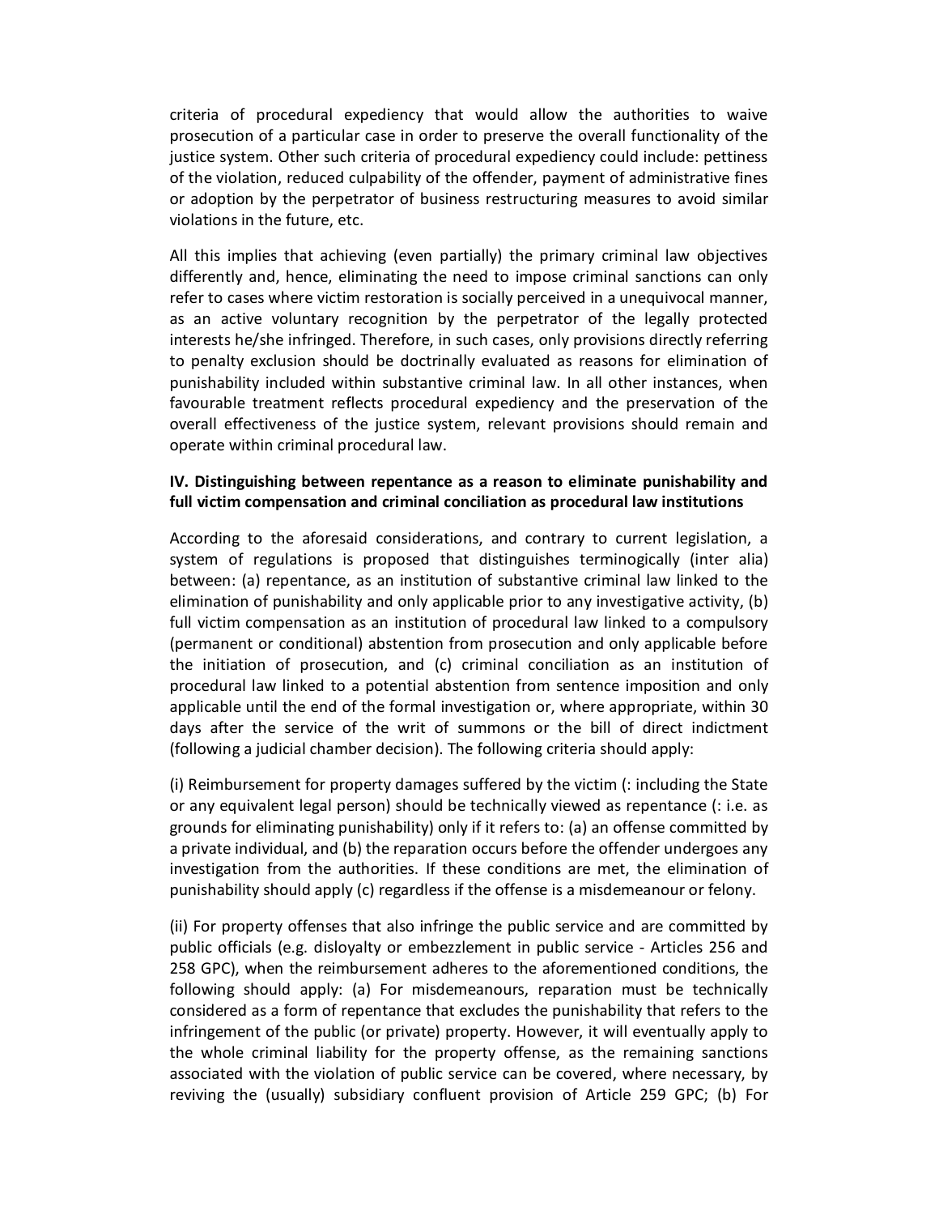criteria of procedural expediency that would allow the authorities to waive prosecution of a particular case in order to preserve the overall functionality of the justice system. Other such criteria of procedural expediency could include: pettiness of the violation, reduced culpability of the offender, payment of administrative fines or adoption by the perpetrator of business restructuring measures to avoid similar violations in the future, etc.

All this implies that achieving (even partially) the primary criminal law objectives differently and, hence, eliminating the need to impose criminal sanctions can only refer to cases where victim restoration is socially perceived in a unequivocal manner, as an active voluntary recognition by the perpetrator of the legally protected interests he/she infringed. Therefore, in such cases, only provisions directly referring to penalty exclusion should be doctrinally evaluated as reasons for elimination of punishability included within substantive criminal law. In all other instances, when favourable treatment reflects procedural expediency and the preservation of the overall effectiveness of the justice system, relevant provisions should remain and operate within criminal procedural law.

**IV. Distinguishing between repentance as a reason to eliminate punishability and full victim compensation and criminal conciliation as procedural law institutions**

According to the aforesaid considerations, and contrary to current legislation, a system of regulations is proposed that distinguishes terminogically (inter alia) between: (a) repentance, as an institution of substantive criminal law linked to the elimination of punishability and only applicable prior to any investigative activity, (b) full victim compensation as an institution of procedural law linked to a compulsory (permanent or conditional) abstention from prosecution and only applicable before the initiation of prosecution, and (c) criminal conciliation as an institution of procedural law linked to a potential abstention from sentence imposition and only applicable until the end of the formal investigation or, where appropriate, within 30 days after the service of the writ of summons or the bill of direct indictment (following a judicial chamber decision). The following criteria should apply:

(i) Reimbursement for property damages suffered by the victim (: including the State or any equivalent legal person) should be technically viewed as repentance (: i.e. as grounds for eliminating punishability) only if it refers to: (a) an offense committed by a private individual, and (b) the reparation occurs before the offender undergoes any investigation from the authorities. If these conditions are met, the elimination of punishability should apply (c) regardless if the offense is a misdemeanour or felony.

(ii) For property offenses that also infringe the public service and are committed by public officials (e.g. disloyalty or embezzlement in public service - Articles 256 and 258 GPC), when the reimbursement adheres to the aforementioned conditions, the following should apply: (a) For misdemeanours, reparation must be technically considered as a form of repentance that excludes the punishability that refers to the infringement of the public (or private) property. However, it will eventually apply to the whole criminal liability for the property offense, as the remaining sanctions associated with the violation of public service can be covered, where necessary, by reviving the (usually) subsidiary confluent provision of Article 259 GPC; (b) For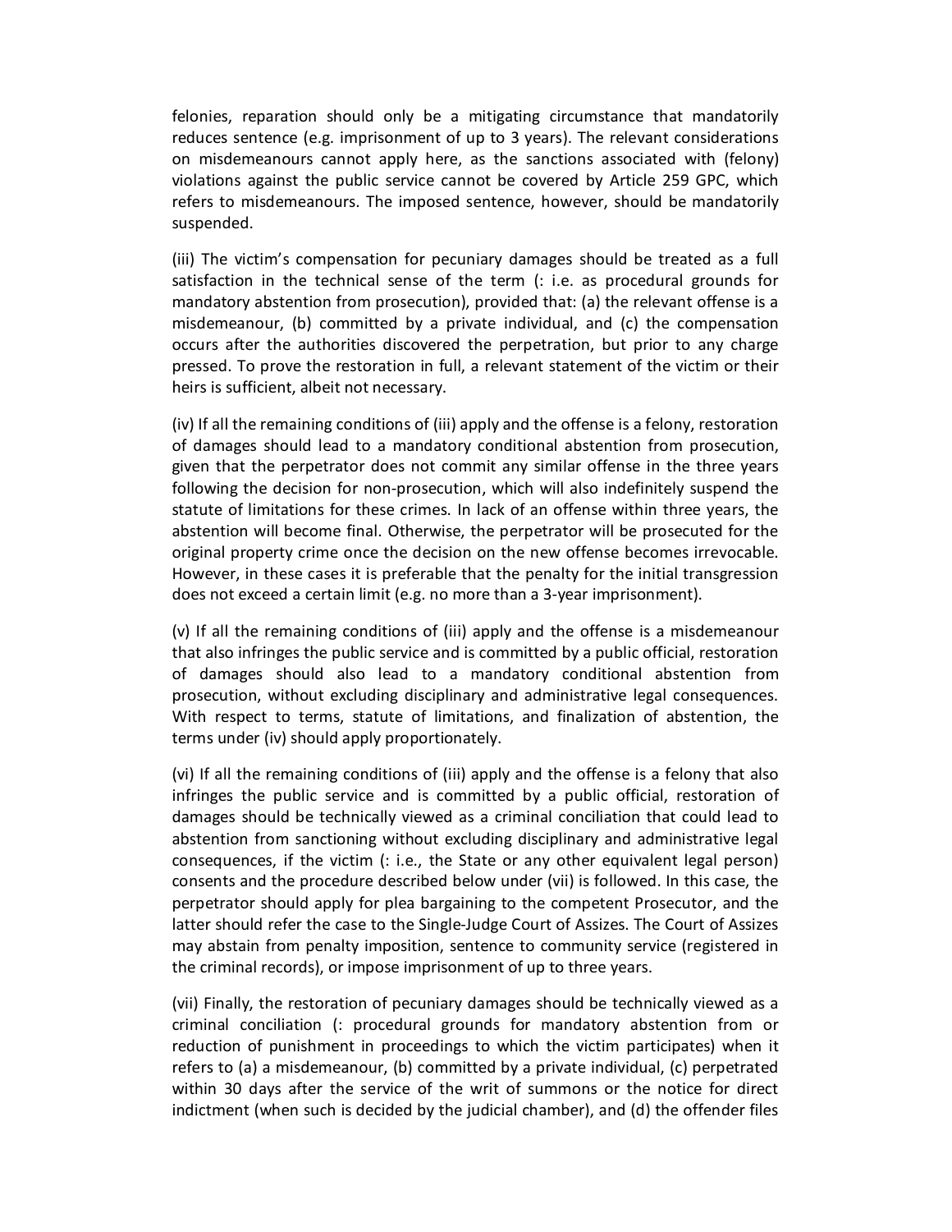felonies, reparation should only be a mitigating circumstance that mandatorily reduces sentence (e.g. imprisonment of up to 3 years). The relevant considerations on misdemeanours cannot apply here, as the sanctions associated with (felony) violations against the public service cannot be covered by Article 259 GPC, which refers to misdemeanours. The imposed sentence, however, should be mandatorily suspended.

(iii) The victim's compensation for pecuniary damages should be treated as a full satisfaction in the technical sense of the term (: i.e. as procedural grounds for mandatory abstention from prosecution), provided that: (a) the relevant offense is a misdemeanour, (b) committed by a private individual, and (c) the compensation occurs after the authorities discovered the perpetration, but prior to any charge pressed. To prove the restoration in full, a relevant statement of the victim or their heirs is sufficient, albeit not necessary.

(iv) If all the remaining conditions of (iii) apply and the offense is a felony, restoration of damages should lead to a mandatory conditional abstention from prosecution, given that the perpetrator does not commit any similar offense in the three years following the decision for non-prosecution, which will also indefinitely suspend the statute of limitations for these crimes. In lack of an offense within three years, the abstention will become final. Otherwise, the perpetrator will be prosecuted for the original property crime once the decision on the new offense becomes irrevocable. However, in these cases it is preferable that the penalty for the initial transgression does not exceed a certain limit (e.g. no more than a 3-year imprisonment).

(v) If all the remaining conditions of (iii) apply and the offense is a misdemeanour that also infringes the public service and is committed by a public official, restoration of damages should also lead to a mandatory conditional abstention from prosecution, without excluding disciplinary and administrative legal consequences. With respect to terms, statute of limitations, and finalization of abstention, the terms under (iv) should apply proportionately.

(vi) If all the remaining conditions of (iii) apply and the offense is a felony that also infringes the public service and is committed by a public official, restoration of damages should be technically viewed as a criminal conciliation that could lead to abstention from sanctioning without excluding disciplinary and administrative legal consequences, if the victim (: i.e., the State or any other equivalent legal person) consents and the procedure described below under (vii) is followed. In this case, the perpetrator should apply for plea bargaining to the competent Prosecutor, and the latter should refer the case to the Single-Judge Court of Assizes. The Court of Assizes may abstain from penalty imposition, sentence to community service (registered in the criminal records), or impose imprisonment of up to three years.

(vii) Finally, the restoration of pecuniary damages should be technically viewed as a criminal conciliation (: procedural grounds for mandatory abstention from or reduction of punishment in proceedings to which the victim participates) when it refers to (a) a misdemeanour, (b) committed by a private individual, (c) perpetrated within 30 days after the service of the writ of summons or the notice for direct indictment (when such is decided by the judicial chamber), and (d) the offender files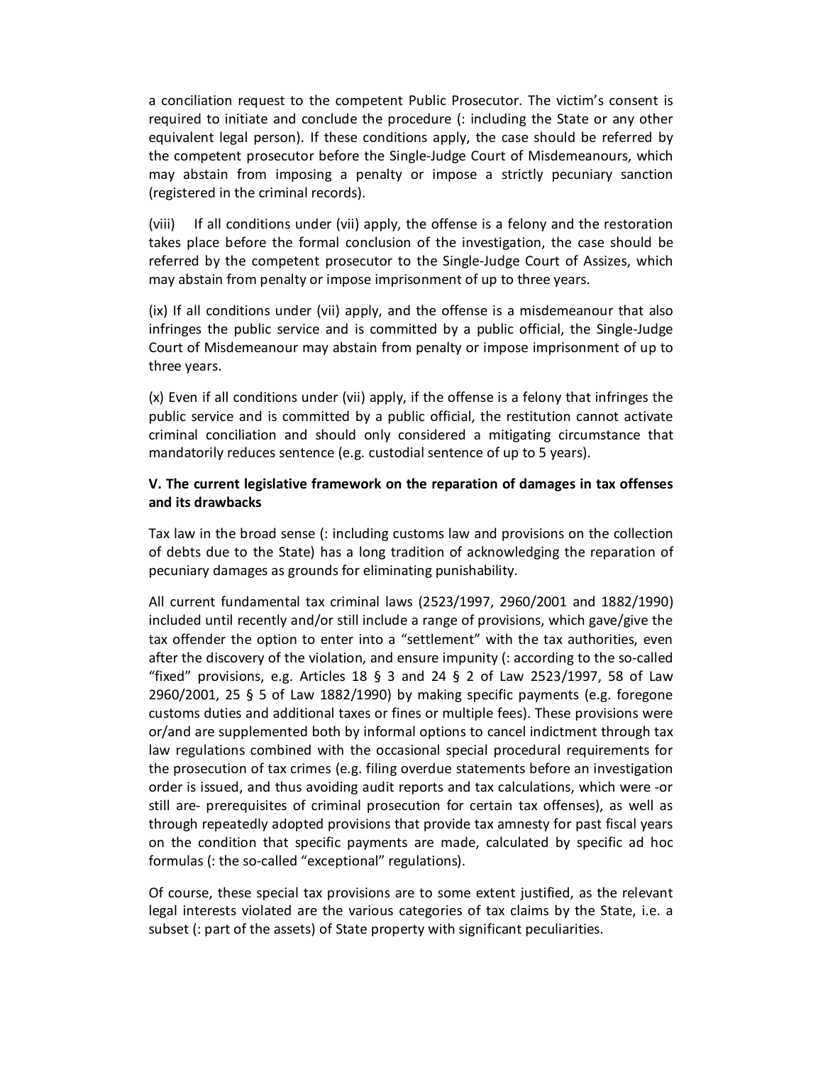a conciliation request to the competent Public Prosecutor. The victim's consent is required to initiate and conclude the procedure (: including the State or any other equivalent legal person). If these conditions apply, the case should be referred by the competent prosecutor before the Single-Judge Court of Misdemeanours, which may abstain from imposing a penalty or impose a strictly pecuniary sanction (registered in the criminal records).

(viii) If all conditions under (vii) apply, the offense is a felony and the restoration takes place before the formal conclusion of the investigation, the case should be referred by the competent prosecutor to the Single-Judge Court of Assizes, which may abstain from penalty or impose imprisonment of up to three years.

(ix) If all conditions under (vii) apply, and the offense is a misdemeanour that also infringes the public service and is committed by a public official, the Single-Judge Court of Misdemeanour may abstain from penalty or impose imprisonment of up to three years.

(x) Even if all conditions under (vii) apply, if the offense is a felony that infringes the public service and is committed by a public official, the restitution cannot activate criminal conciliation and should only considered a mitigating circumstance that mandatorily reduces sentence (e.g. custodial sentence of up to 5 years).

### V. The current legislative framework on the reparation of damages in tax offenses and its drawbacks

Tax law in the broad sense (: including customs law and provisions on the collection of debts due to the State) has a long tradition of acknowledging the reparation of pecuniary damages as grounds for eliminating punishability.

All current fundamental tax criminal laws (2523/1997, 2960/2001 and 1882/1990) included until recently and/or still include a range of provisions, which gave/give the tax offender the option to enter into a "settlement" with the tax authorities, even after the discovery of the violation, and ensure impunity (: according to the so-called "fixed" provisions, e.g. Articles 18 § 3 and 24 § 2 of Law 2523/1997, 58 of Law 2960/2001, 25 § 5 of Law 1882/1990) by making specific payments (e.g. foregone customs duties and additional taxes or fines or multiple fees). These provisions were or/and are supplemented both by informal options to cancel indictment through tax law regulations combined with the occasional special procedural requirements for the prosecution of tax crimes (e.g. filing overdue statements before an investigation order is issued, and thus avoiding audit reports and tax calculations, which were -or still are- prerequisites of criminal prosecution for certain tax offenses), as well as through repeatedly adopted provisions that provide tax amnesty for past fiscal years on the condition that specific payments are made, calculated by specific ad hoc formulas (: the so-called "exceptional" regulations).

Of course, these special tax provisions are to some extent justified, as the relevant legal interests violated are the various categories of tax claims by the State, i.e. a subset (: part of the assets) of State property with significant peculiarities.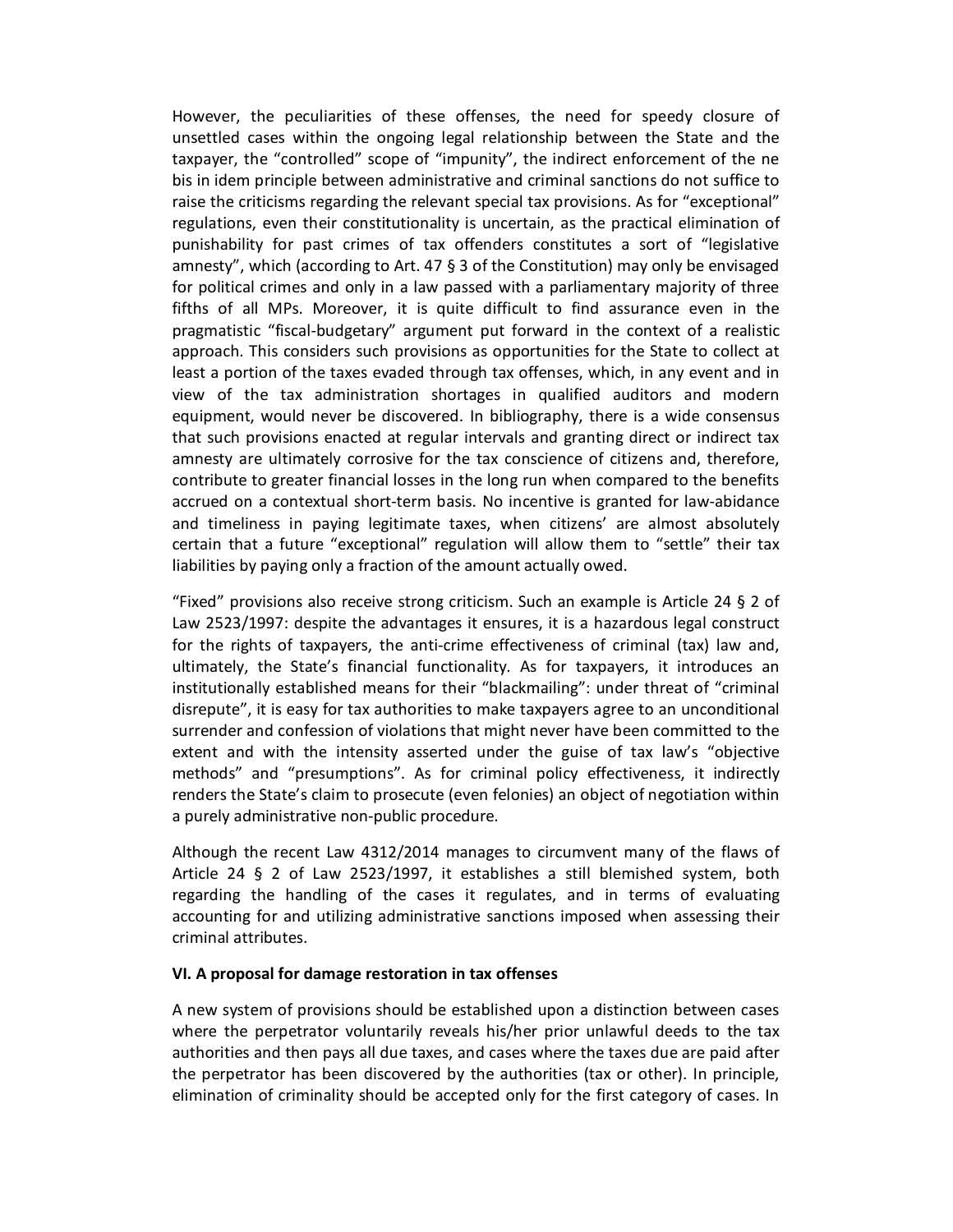However, the peculiarities of these offenses, the need for speedy closure of unsettled cases within the ongoing legal relationship between the State and the taxpayer, the "controlled" scope of "impunity", the indirect enforcement of the ne bis in idem principle between administrative and criminal sanctions do not suffice to raise the criticisms regarding the relevant special tax provisions. As for "exceptional" regulations, even their constitutionality is uncertain, as the practical elimination of punishability for past crimes of tax offenders constitutes a sort of "legislative amnesty", which (according to Art. 47 § 3 of the Constitution) may only be envisaged for political crimes and only in a law passed with a parliamentary majority of three fifths of all MPs. Moreover, it is quite difficult to find assurance even in the pragmatistic "fiscal-budgetary" argument put forward in the context of a realistic approach. This considers such provisions as opportunities for the State to collect at least a portion of the taxes evaded through tax offenses, which, in any event and in view of the tax administration shortages in qualified auditors and modern equipment, would never be discovered. In bibliography, there is a wide consensus that such provisions enacted at regular intervals and granting direct or indirect tax amnesty are ultimately corrosive for the tax conscience of citizens and, therefore, contribute to greater financial losses in the long run when compared to the benefits accrued on a contextual short-term basis. No incentive is granted for law-abidance and timeliness in paying legitimate taxes, when citizens' are almost absolutely certain that a future "exceptional" regulation will allow them to "settle" their tax liabilities by paying only a fraction of the amount actually owed.

"Fixed" provisions also receive strong criticism. Such an example is Article 24 § 2 of Law 2523/1997: despite the advantages it ensures, it is a hazardous legal construct for the rights of taxpayers, the anti-crime effectiveness of criminal (tax) law and, ultimately, the State's financial functionality. As for taxpayers, it introduces an institutionally established means for their "blackmailing": under threat of "criminal disrepute", it is easy for tax authorities to make taxpayers agree to an unconditional surrender and confession of violations that might never have been committed to the extent and with the intensity asserted under the guise of tax law's "objective methods" and "presumptions". As for criminal policy effectiveness, it indirectly renders the State's claim to prosecute (even felonies) an object of negotiation within a purely administrative non-public procedure.

Although the recent Law 4312/2014 manages to circumvent many of the flaws of Article 24 § 2 of Law 2523/1997, it establishes a still blemished system, both regarding the handling of the cases it regulates, and in terms of evaluating accounting for and utilizing administrative sanctions imposed when assessing their criminal attributes.

### VI. A proposal for damage restoration in tax offenses

A new system of provisions should be established upon a distinction between cases where the perpetrator voluntarily reveals his/her prior unlawful deeds to the tax authorities and then pays all due taxes, and cases where the taxes due are paid after the perpetrator has been discovered by the authorities (tax or other). In principle, elimination of criminality should be accepted only for the first category of cases. In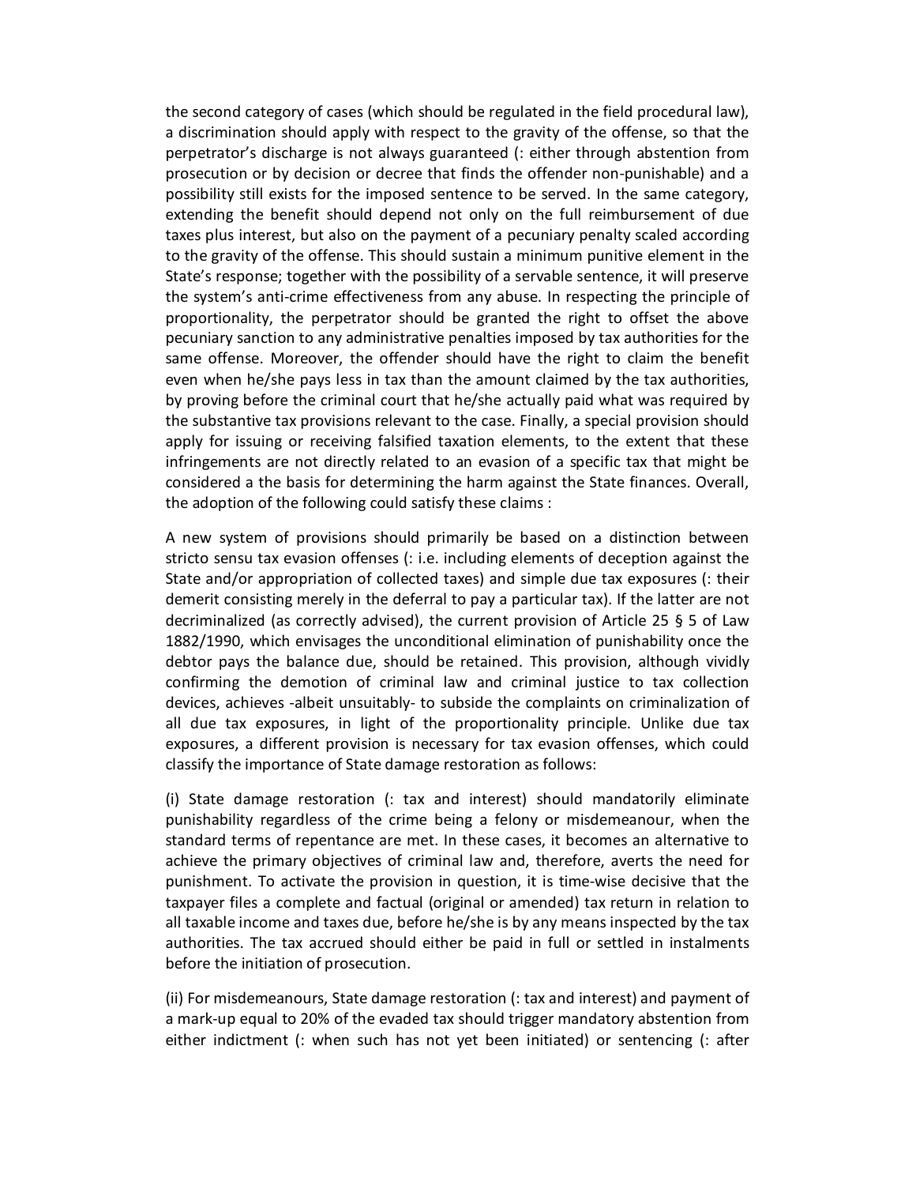the second category of cases (which should be regulated in the field procedural law), a discrimination should apply with respect to the gravity of the offense, so that the perpetrator's discharge is not always guaranteed (: either through abstention from prosecution or by decision or decree that finds the offender non-punishable) and a possibility still exists for the imposed sentence to be served. In the same category, extending the benefit should depend not only on the full reimbursement of due taxes plus interest, but also on the payment of a pecuniary penalty scaled according to the gravity of the offense. This should sustain a minimum punitive element in the State's response; together with the possibility of a servable sentence, it will preserve the system's anti-crime effectiveness from any abuse. In respecting the principle of proportionality, the perpetrator should be granted the right to offset the above pecuniary sanction to any administrative penalties imposed by tax authorities for the same offense. Moreover, the offender should have the right to claim the benefit even when he/she pays less in tax than the amount claimed by the tax authorities, by proving before the criminal court that he/she actually paid what was required by the substantive tax provisions relevant to the case. Finally, a special provision should apply for issuing or receiving falsified taxation elements, to the extent that these infringements are not directly related to an evasion of a specific tax that might be considered a the basis for determining the harm against the State finances. Overall, the adoption of the following could satisfy these claims :

A new system of provisions should primarily be based on a distinction between stricto sensu tax evasion offenses (: i.e. including elements of deception against the State and/or appropriation of collected taxes) and simple due tax exposures (: their demerit consisting merely in the deferral to pay a particular tax). If the latter are not decriminalized (as correctly advised), the current provision of Article 25 § 5 of Law 1882/1990, which envisages the unconditional elimination of punishability once the debtor pays the balance due, should be retained. This provision, although vividly confirming the demotion of criminal law and criminal justice to tax collection devices, achieves -albeit unsuitably- to subside the complaints on criminalization of all due tax exposures, in light of the proportionality principle. Unlike due tax exposures, a different provision is necessary for tax evasion offenses, which could classify the importance of State damage restoration as follows:

(i) State damage restoration (: tax and interest) should mandatorily eliminate punishability regardless of the crime being a felony or misdemeanour, when the standard terms of repentance are met. In these cases, it becomes an alternative to achieve the primary objectives of criminal law and, therefore, averts the need for punishment. To activate the provision in question, it is time-wise decisive that the taxpayer files a complete and factual (original or amended) tax return in relation to all taxable income and taxes due, before he/she is by any means inspected by the tax authorities. The tax accrued should either be paid in full or settled in instalments before the initiation of prosecution.

(ii) For misdemeanours, State damage restoration (: tax and interest) and payment of a mark-up equal to 20% of the evaded tax should trigger mandatory abstention from either indictment (: when such has not yet been initiated) or sentencing (: after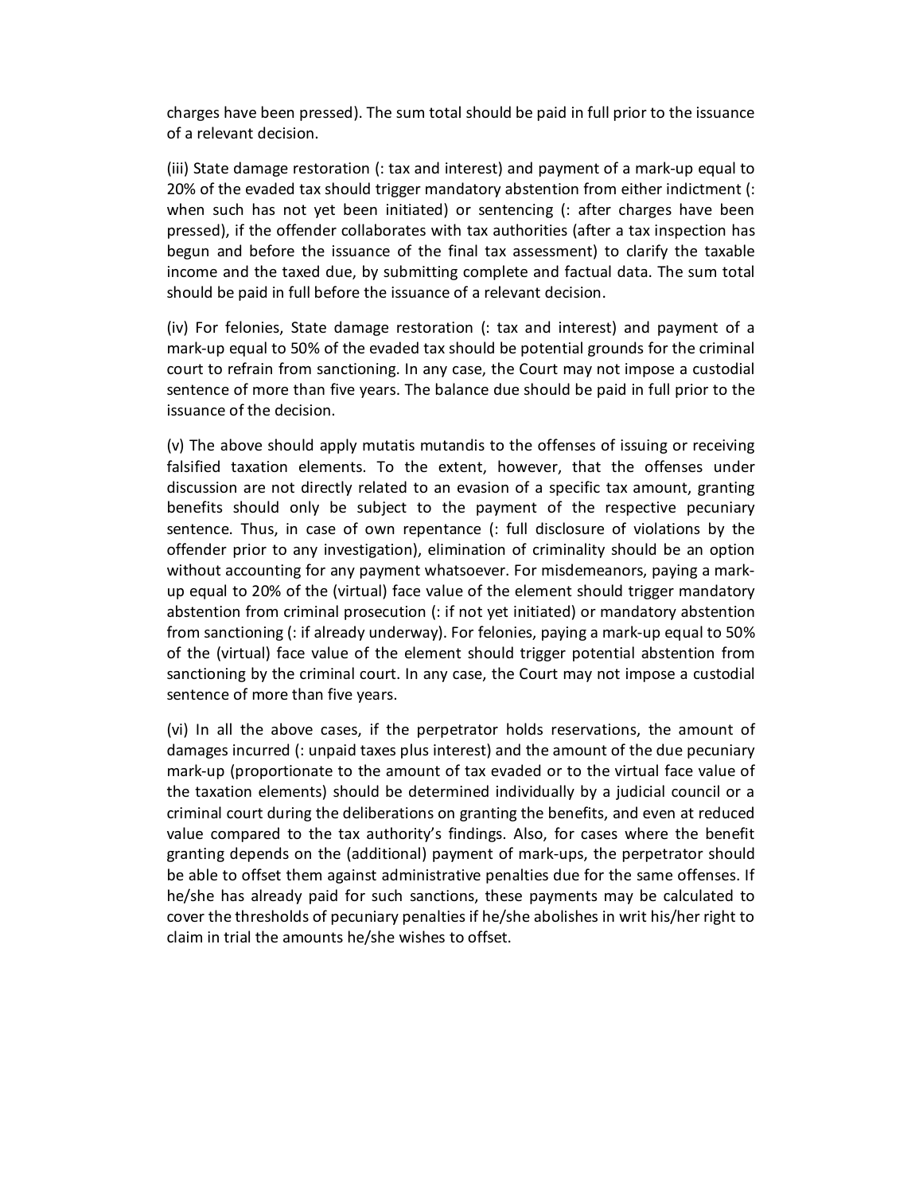charges have been pressed). The sum total should be paid in full prior to the issuance of a relevant decision.

(iii) State damage restoration (: tax and interest) and payment of a mark-up equal to 20% of the evaded tax should trigger mandatory abstention from either indictment (: when such has not yet been initiated) or sentencing (: after charges have been pressed), if the offender collaborates with tax authorities (after a tax inspection has begun and before the issuance of the final tax assessment) to clarify the taxable income and the taxed due, by submitting complete and factual data. The sum total should be paid in full before the issuance of a relevant decision.

(iv) For felonies, State damage restoration (: tax and interest) and payment of a mark-up equal to 50% of the evaded tax should be potential grounds for the criminal court to refrain from sanctioning. In any case, the Court may not impose a custodial sentence of more than five years. The balance due should be paid in full prior to the issuance of the decision.

(v) The above should apply mutatis mutandis to the offenses of issuing or receiving falsified taxation elements. To the extent, however, that the offenses under discussion are not directly related to an evasion of a specific tax amount, granting benefits should only be subject to the payment of the respective pecuniary sentence. Thus, in case of own repentance (: full disclosure of violations by the offender prior to any investigation), elimination of criminality should be an option without accounting for any payment whatsoever. For misdemeanors, paying a mark-up equal to 20% of the (virtual) face value of the element should trigger mandatory abstention from criminal prosecution (: if not yet initiated) or mandatory abstention from sanctioning (: if already underway). For felonies, paying a mark-up equal to 50% of the (virtual) face value of the element should trigger potential abstention from sanctioning by the criminal court. In any case, the Court may not impose a custodial sentence of more than five years.

(vi) In all the above cases, if the perpetrator holds reservations, the amount of damages incurred (: unpaid taxes plus interest) and the amount of the due pecuniary mark-up (proportionate to the amount of tax evaded or to the virtual face value of the taxation elements) should be determined individually by a judicial council or a criminal court during the deliberations on granting the benefits, and even at reduced value compared to the tax authority's findings. Also, for cases where the benefit granting depends on the (additional) payment of mark-ups, the perpetrator should be able to offset them against administrative penalties due for the same offenses. If he/she has already paid for such sanctions, these payments may be calculated to cover the thresholds of pecuniary penalties if he/she abolishes in writ his/her right to claim in trial the amounts he/she wishes to offset.